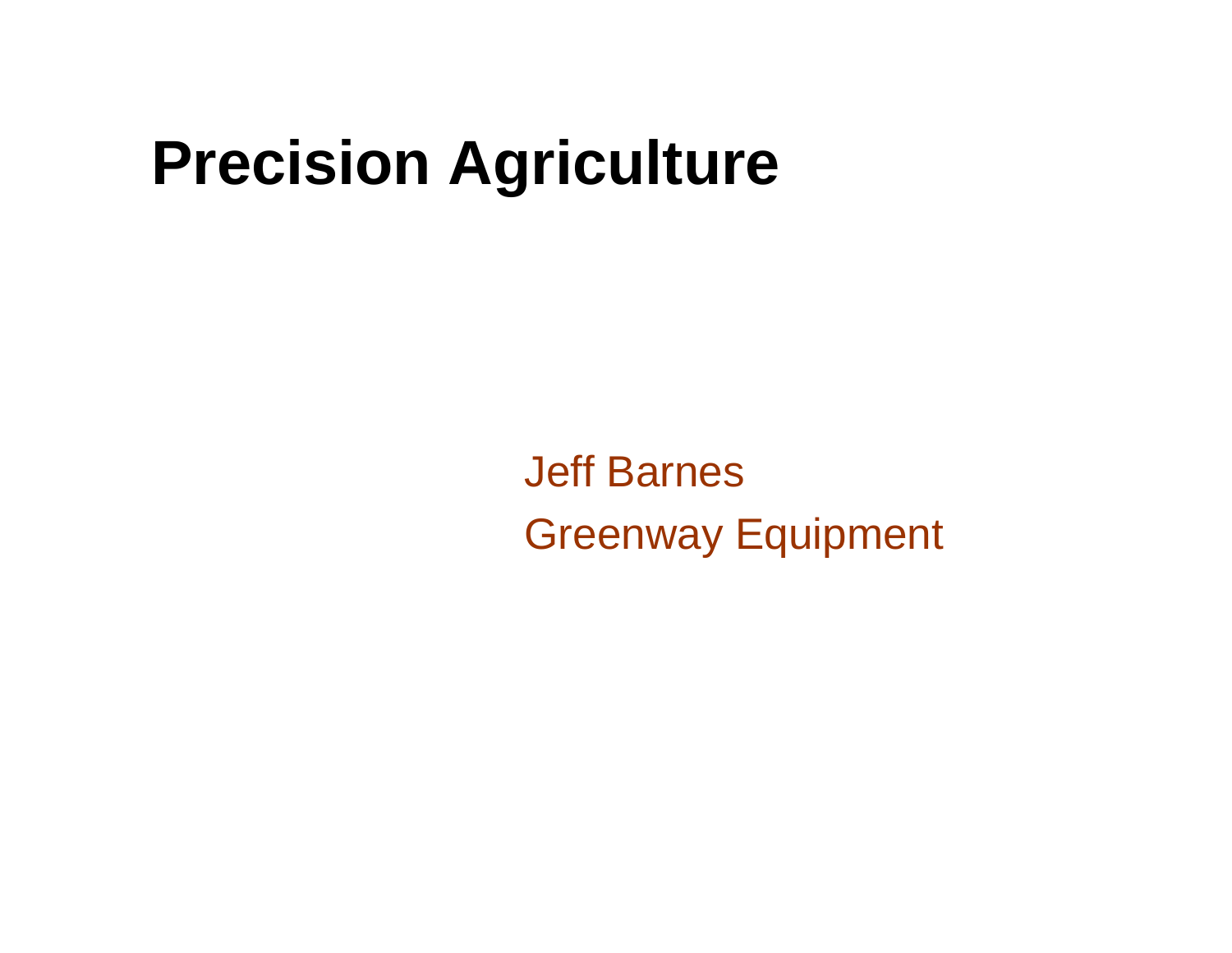# Precision Agriculture

Jeff Barnes

Greenway Equipment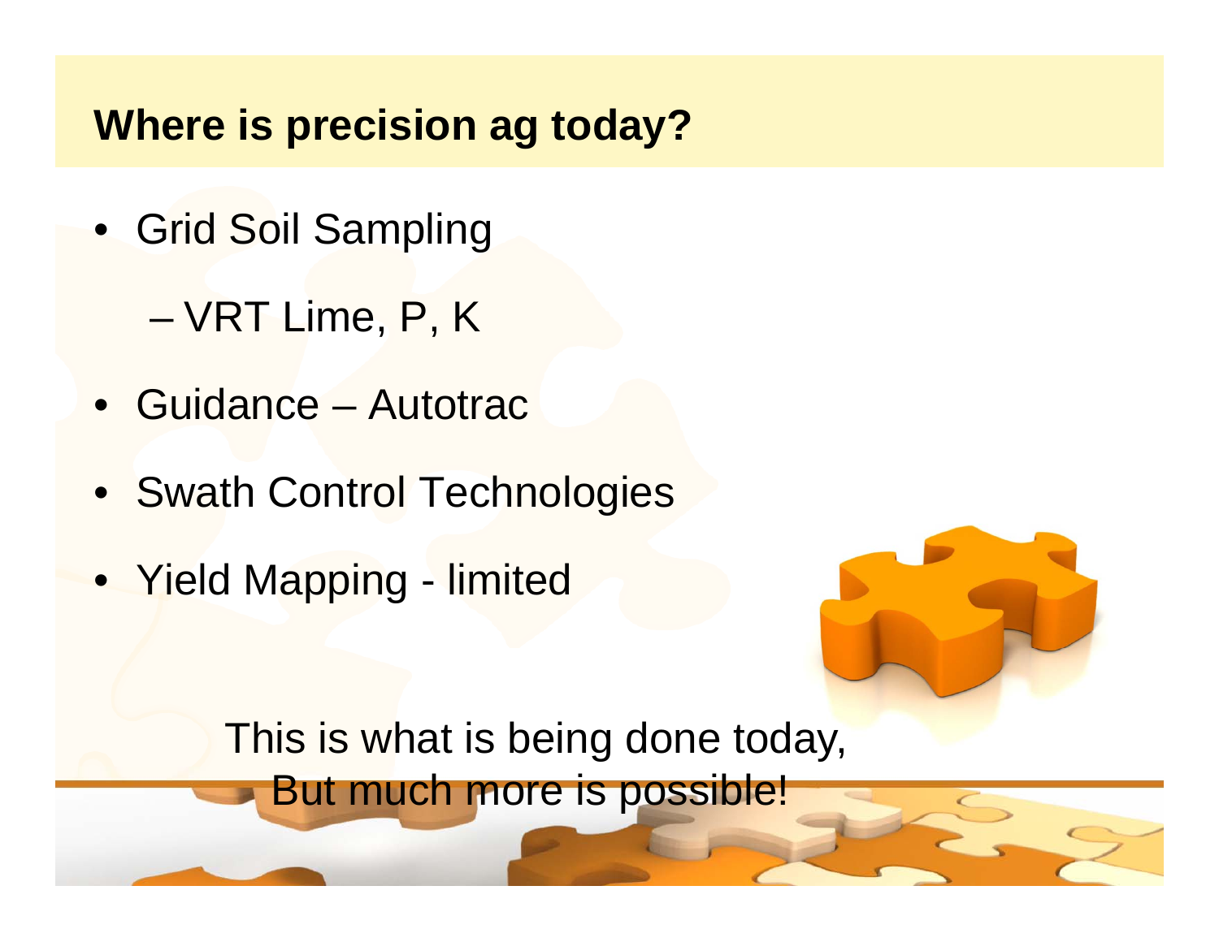## Where is precision ag today?

- Grid Soil Sampling
  - VRT Lime, P, K
- Guidance – Autotrac
- Swath Control Technologies
- Yield Mapping - limited

This is what is being done today,
But much more is possible!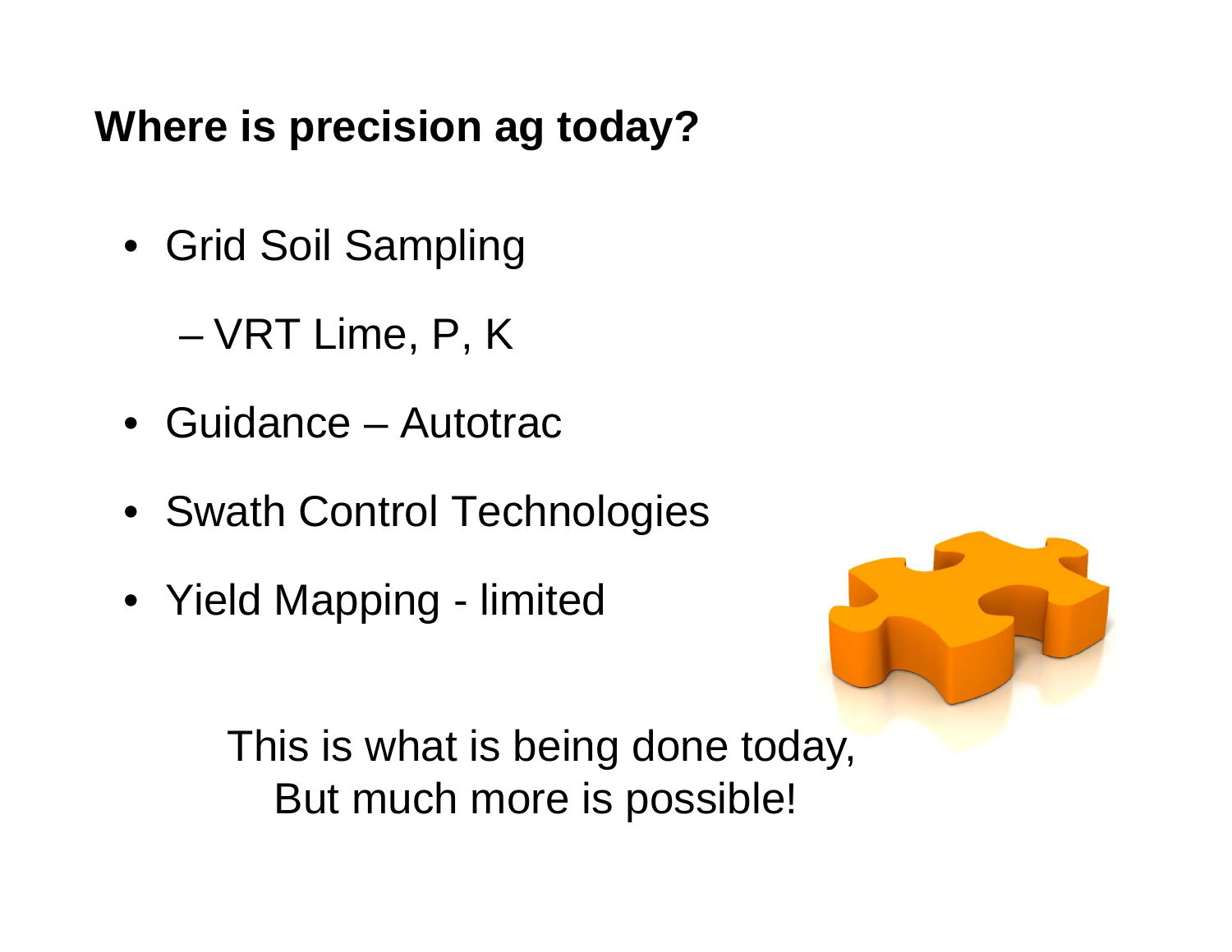## Where is precision ag today?

- Grid Soil Sampling
  - VRT Lime, P, K
- Guidance – Autotrac
- Swath Control Technologies
- Yield Mapping - limited

This is what is being done today,
But much more is possible!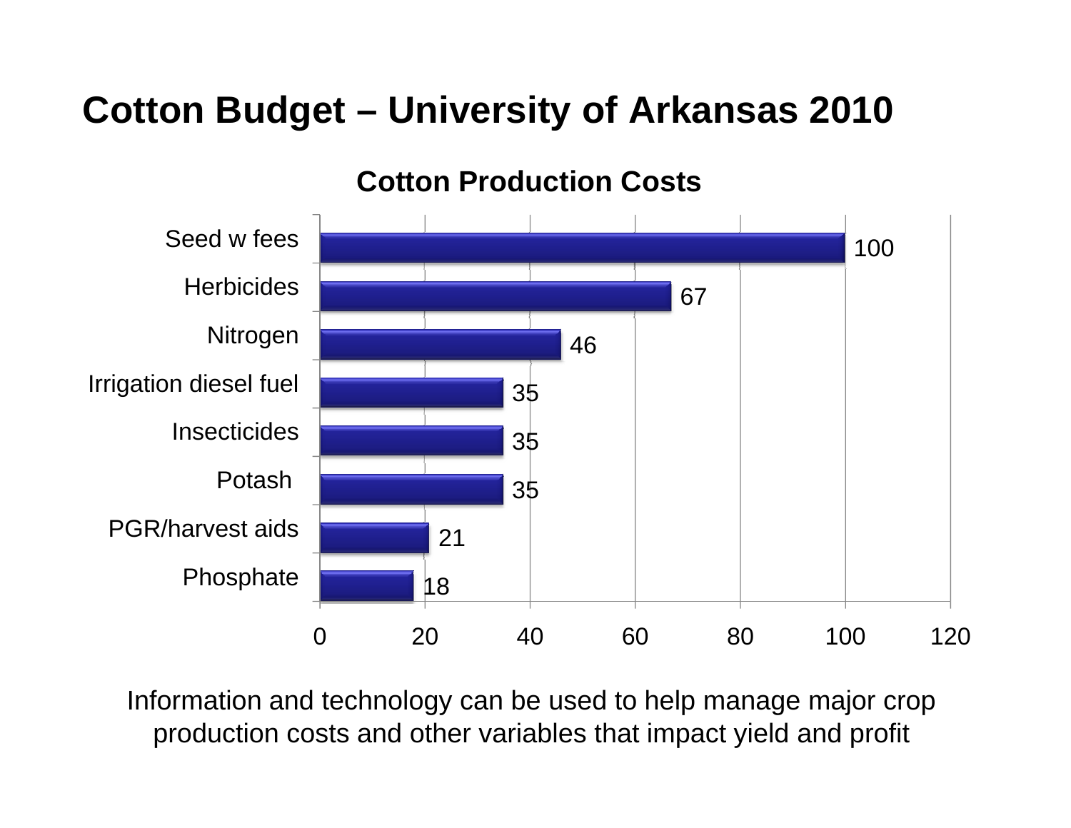# Cotton Budget – University of Arkansas 2010

## Cotton Production Costs

| Item | Cost |
|---|---|
| Seed w fees | 100 |
| Herbicides | 67 |
| Nitrogen | 46 |
| Irrigation diesel fuel | 35 |
| Insecticides | 35 |
| Potash | 35 |
| PGR/harvest aids | 21 |
| Phosphate | 18 |

Information and technology can be used to help manage major crop production costs and other variables that impact yield and profit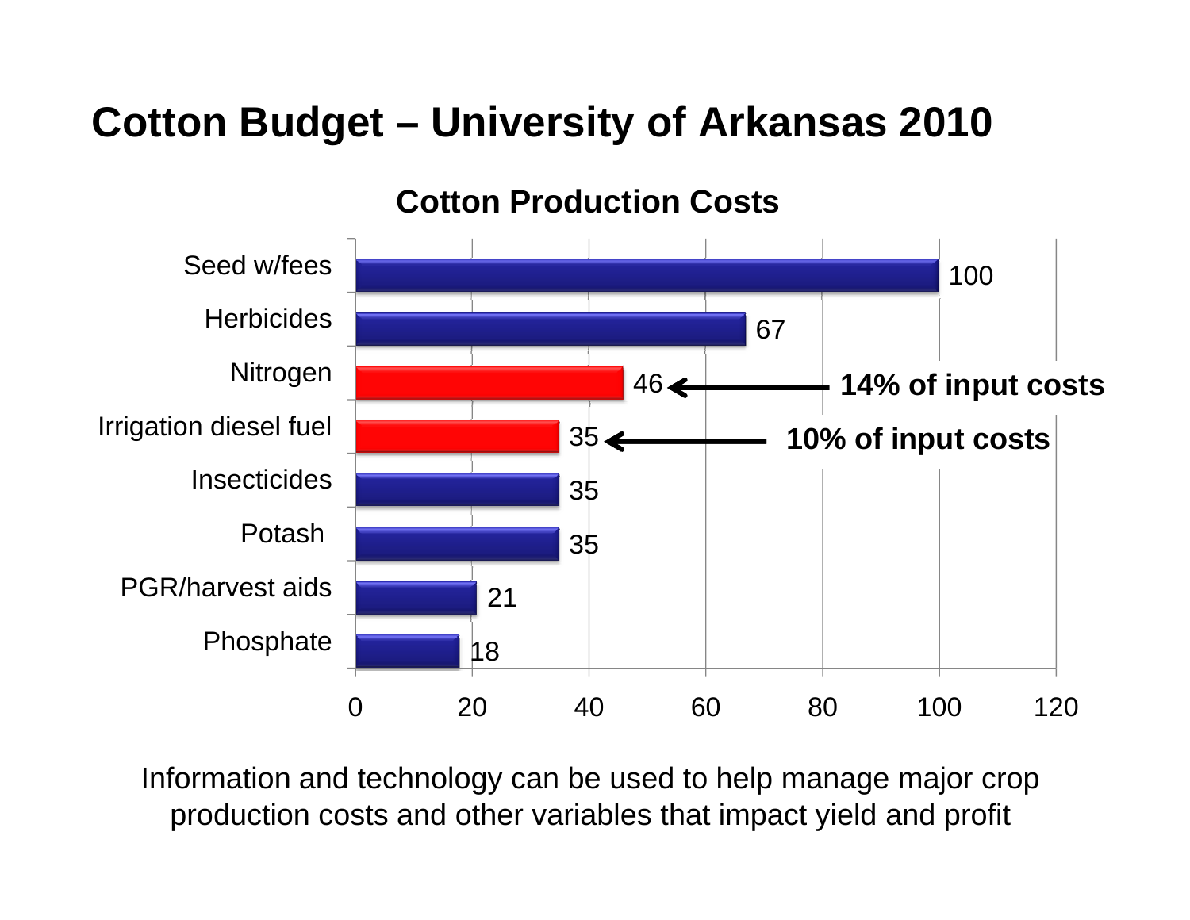# Cotton Budget – University of Arkansas 2010

## Cotton Production Costs

| Item | Cost |
| --- | --- |
| Seed w/fees | 100 |
| Herbicides | 67 |
| Nitrogen | 46 |
| Irrigation diesel fuel | 35 |
| Insecticides | 35 |
| Potash | 35 |
| PGR/harvest aids | 21 |
| Phosphate | 18 |

Nitrogen (46): **14% of input costs**

Irrigation diesel fuel (35): **10% of input costs**

Information and technology can be used to help manage major crop production costs and other variables that impact yield and profit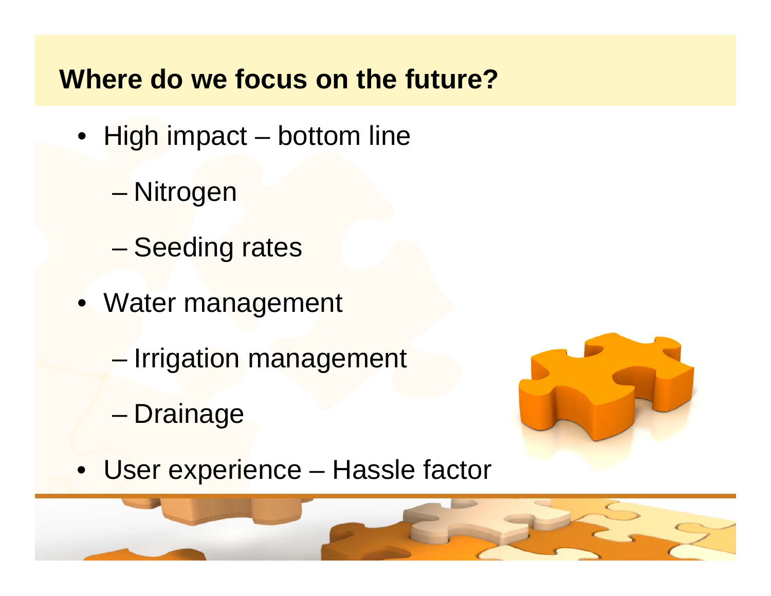## Where do we focus on the future?

- High impact – bottom line
  - Nitrogen
  - Seeding rates
- Water management
  - Irrigation management
  - Drainage
- User experience – Hassle factor